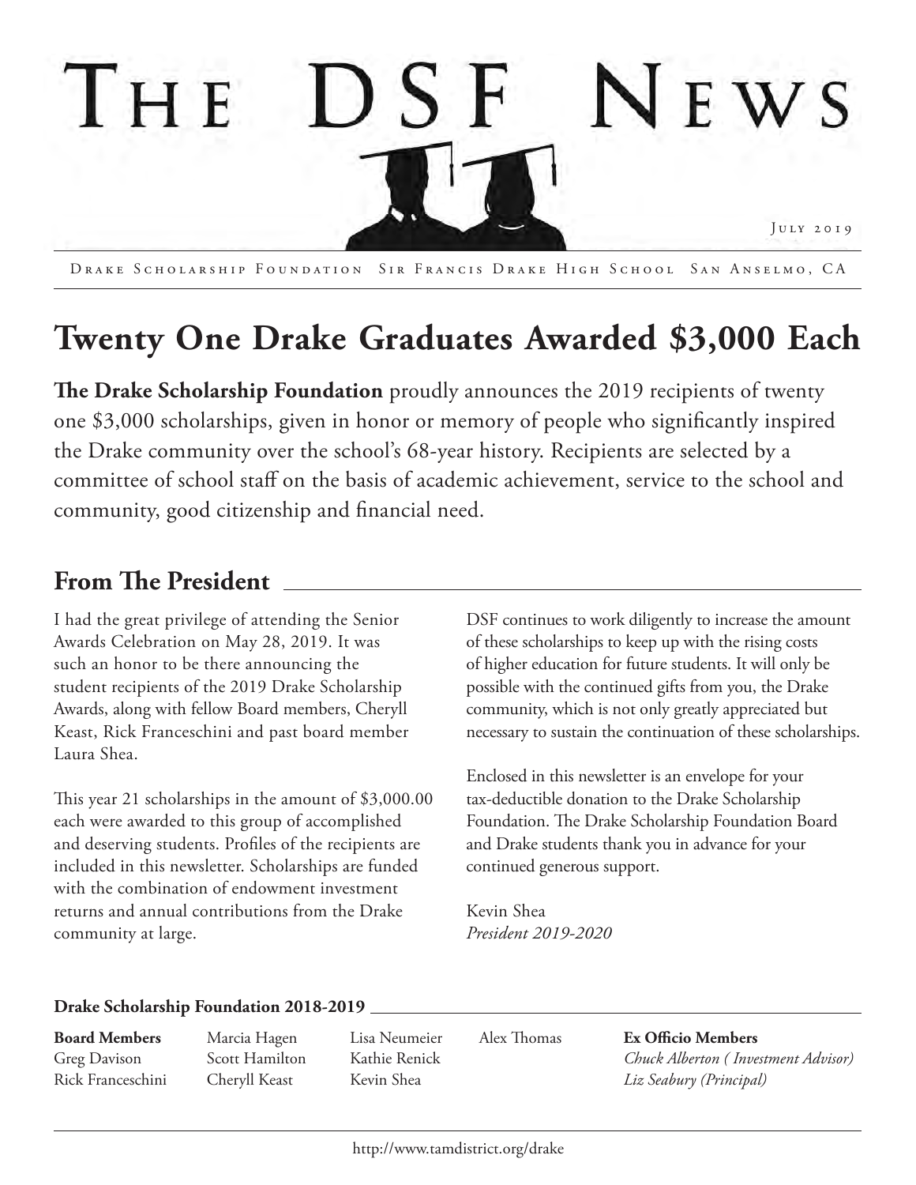# The DSF News

July 2019

Drake Scholarship Foundation Sir Francis Drake High School San Anselmo, CA

## Twenty One Drake Graduates Awarded $3,000 Each

**The Drake Scholarship Foundation** proudly announces the 2019 recipients of twenty one $3,000 scholarships, given in honor or memory of people who significantly inspired the Drake community over the school's 68-year history. Recipients are selected by a committee of school staff on the basis of academic achievement, service to the school and community, good citizenship and financial need.

## From The President

I had the great privilege of attending the Senior Awards Celebration on May 28, 2019. It was such an honor to be there announcing the student recipients of the 2019 Drake Scholarship Awards, along with fellow Board members, Cheryll Keast, Rick Franceschini and past board member Laura Shea.

This year 21 scholarships in the amount of $3,000.00 each were awarded to this group of accomplished and deserving students. Profiles of the recipients are included in this newsletter. Scholarships are funded with the combination of endowment investment returns and annual contributions from the Drake community at large.

DSF continues to work diligently to increase the amount of these scholarships to keep up with the rising costs of higher education for future students. It will only be possible with the continued gifts from you, the Drake community, which is not only greatly appreciated but necessary to sustain the continuation of these scholarships.

Enclosed in this newsletter is an envelope for your tax-deductible donation to the Drake Scholarship Foundation. The Drake Scholarship Foundation Board and Drake students thank you in advance for your continued generous support.

Kevin Shea
*President 2019-2020*

### Drake Scholarship Foundation 2018-2019

**Board Members**
Greg Davison
Rick Franceschini
Marcia Hagen
Scott Hamilton
Cheryll Keast
Lisa Neumeier
Kathie Renick
Kevin Shea
Alex Thomas

**Ex Officio Members**
*Chuck Alberton ( Investment Advisor)*
*Liz Seabury (Principal)*

http://www.tamdistrict.org/drake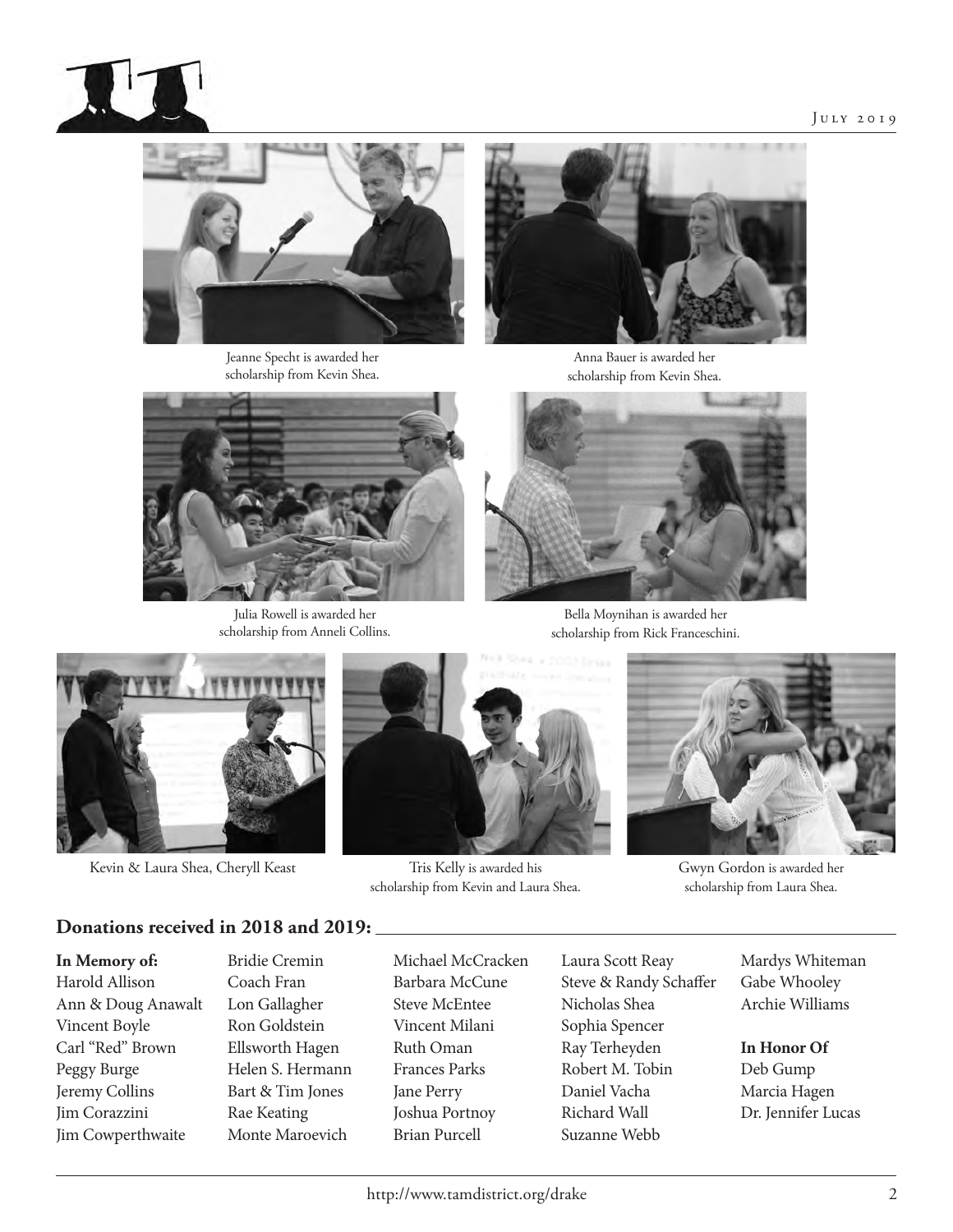Jeanne Specht is awarded her scholarship from Kevin Shea.

Anna Bauer is awarded her scholarship from Kevin Shea.

Julia Rowell is awarded her scholarship from Anneli Collins.

Bella Moynihan is awarded her scholarship from Rick Franceschini.

Kevin & Laura Shea, Cheryll Keast

Tris Kelly is awarded his scholarship from Kevin and Laura Shea.

Gwyn Gordon is awarded her scholarship from Laura Shea.

## Donations received in 2018 and 2019:

**In Memory of:**
Harold Allison
Ann & Doug Anawalt
Vincent Boyle
Carl "Red" Brown
Peggy Burge
Jeremy Collins
Jim Corazzini
Jim Cowperthwaite
Bridie Cremin
Coach Fran
Lon Gallagher
Ron Goldstein
Ellsworth Hagen
Helen S. Hermann
Bart & Tim Jones
Rae Keating
Monte Maroevich
Michael McCracken
Barbara McCune
Steve McEntee
Vincent Milani
Ruth Oman
Frances Parks
Jane Perry
Joshua Portnoy
Brian Purcell
Laura Scott Reay
Steve & Randy Schaffer
Nicholas Shea
Sophia Spencer
Ray Terheyden
Robert M. Tobin
Daniel Vacha
Richard Wall
Suzanne Webb
Mardys Whiteman
Gabe Whooley
Archie Williams

**In Honor Of**
Deb Gump
Marcia Hagen
Dr. Jennifer Lucas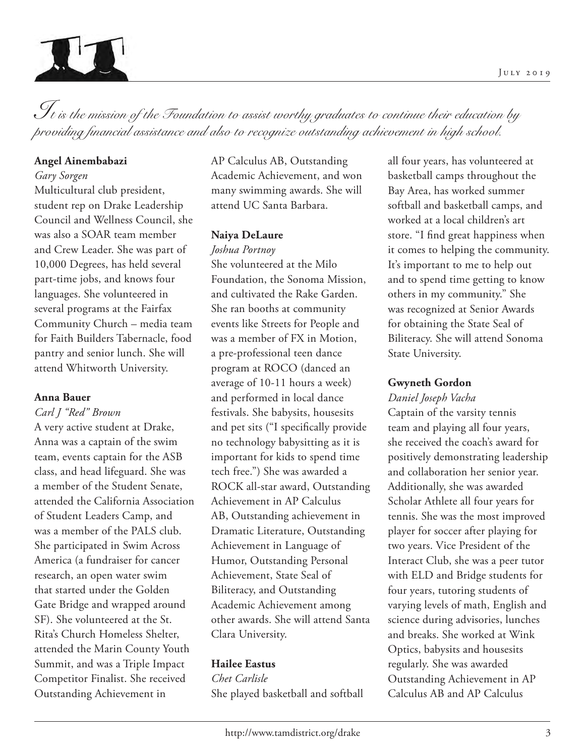*It is the mission of the Foundation to assist worthy graduates to continue their education by providing financial assistance and also to recognize outstanding achievement in high school.*

**Angel Ainembabazi**

*Gary Sorgen*

Multicultural club president, student rep on Drake Leadership Council and Wellness Council, she was also a SOAR team member and Crew Leader. She was part of 10,000 Degrees, has held several part-time jobs, and knows four languages. She volunteered in several programs at the Fairfax Community Church – media team for Faith Builders Tabernacle, food pantry and senior lunch. She will attend Whitworth University.

**Anna Bauer**

*Carl J "Red" Brown*

A very active student at Drake, Anna was a captain of the swim team, events captain for the ASB class, and head lifeguard. She was a member of the Student Senate, attended the California Association of Student Leaders Camp, and was a member of the PALS club. She participated in Swim Across America (a fundraiser for cancer research, an open water swim that started under the Golden Gate Bridge and wrapped around SF). She volunteered at the St. Rita's Church Homeless Shelter, attended the Marin County Youth Summit, and was a Triple Impact Competitor Finalist. She received Outstanding Achievement in AP Calculus AB, Outstanding Academic Achievement, and won many swimming awards. She will attend UC Santa Barbara.

**Naiya DeLaure**

*Joshua Portnoy*

She volunteered at the Milo Foundation, the Sonoma Mission, and cultivated the Rake Garden. She ran booths at community events like Streets for People and was a member of FX in Motion, a pre-professional teen dance program at ROCO (danced an average of 10-11 hours a week) and performed in local dance festivals. She babysits, housesits and pet sits ("I specifically provide no technology babysitting as it is important for kids to spend time tech free.") She was awarded a ROCK all-star award, Outstanding Achievement in AP Calculus AB, Outstanding achievement in Dramatic Literature, Outstanding Achievement in Language of Humor, Outstanding Personal Achievement, State Seal of Biliteracy, and Outstanding Academic Achievement among other awards. She will attend Santa Clara University.

**Hailee Eastus**

*Chet Carlisle*

She played basketball and softball all four years, has volunteered at basketball camps throughout the Bay Area, has worked summer softball and basketball camps, and worked at a local children's art store. "I find great happiness when it comes to helping the community. It's important to me to help out and to spend time getting to know others in my community." She was recognized at Senior Awards for obtaining the State Seal of Biliteracy. She will attend Sonoma State University.

**Gwyneth Gordon**

*Daniel Joseph Vacha*

Captain of the varsity tennis team and playing all four years, she received the coach's award for positively demonstrating leadership and collaboration her senior year. Additionally, she was awarded Scholar Athlete all four years for tennis. She was the most improved player for soccer after playing for two years. Vice President of the Interact Club, she was a peer tutor with ELD and Bridge students for four years, tutoring students of varying levels of math, English and science during advisories, lunches and breaks. She worked at Wink Optics, babysits and housesits regularly. She was awarded Outstanding Achievement in AP Calculus AB and AP Calculus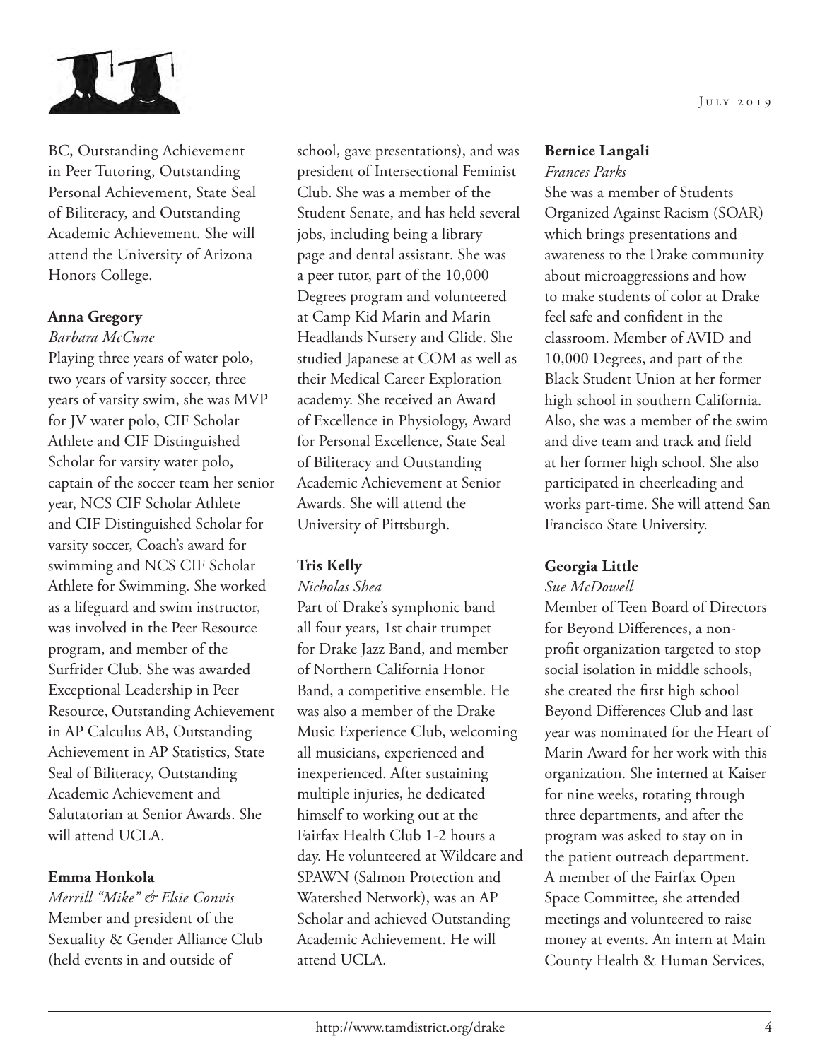BC, Outstanding Achievement in Peer Tutoring, Outstanding Personal Achievement, State Seal of Biliteracy, and Outstanding Academic Achievement. She will attend the University of Arizona Honors College.

**Anna Gregory**
*Barbara McCune*
Playing three years of water polo, two years of varsity soccer, three years of varsity swim, she was MVP for JV water polo, CIF Scholar Athlete and CIF Distinguished Scholar for varsity water polo, captain of the soccer team her senior year, NCS CIF Scholar Athlete and CIF Distinguished Scholar for varsity soccer, Coach's award for swimming and NCS CIF Scholar Athlete for Swimming. She worked as a lifeguard and swim instructor, was involved in the Peer Resource program, and member of the Surfrider Club. She was awarded Exceptional Leadership in Peer Resource, Outstanding Achievement in AP Calculus AB, Outstanding Achievement in AP Statistics, State Seal of Biliteracy, Outstanding Academic Achievement and Salutatorian at Senior Awards. She will attend UCLA.

**Emma Honkola**
*Merrill "Mike" & Elsie Convis*
Member and president of the Sexuality & Gender Alliance Club (held events in and outside of school, gave presentations), and was president of Intersectional Feminist Club. She was a member of the Student Senate, and has held several jobs, including being a library page and dental assistant. She was a peer tutor, part of the 10,000 Degrees program and volunteered at Camp Kid Marin and Marin Headlands Nursery and Glide. She studied Japanese at COM as well as their Medical Career Exploration academy. She received an Award of Excellence in Physiology, Award for Personal Excellence, State Seal of Biliteracy and Outstanding Academic Achievement at Senior Awards. She will attend the University of Pittsburgh.

**Tris Kelly**
*Nicholas Shea*
Part of Drake's symphonic band all four years, 1st chair trumpet for Drake Jazz Band, and member of Northern California Honor Band, a competitive ensemble. He was also a member of the Drake Music Experience Club, welcoming all musicians, experienced and inexperienced. After sustaining multiple injuries, he dedicated himself to working out at the Fairfax Health Club 1-2 hours a day. He volunteered at Wildcare and SPAWN (Salmon Protection and Watershed Network), was an AP Scholar and achieved Outstanding Academic Achievement. He will attend UCLA.

**Bernice Langali**
*Frances Parks*
She was a member of Students Organized Against Racism (SOAR) which brings presentations and awareness to the Drake community about microaggressions and how to make students of color at Drake feel safe and confident in the classroom. Member of AVID and 10,000 Degrees, and part of the Black Student Union at her former high school in southern California. Also, she was a member of the swim and dive team and track and field at her former high school. She also participated in cheerleading and works part-time. She will attend San Francisco State University.

**Georgia Little**
*Sue McDowell*
Member of Teen Board of Directors for Beyond Differences, a non-profit organization targeted to stop social isolation in middle schools, she created the first high school Beyond Differences Club and last year was nominated for the Heart of Marin Award for her work with this organization. She interned at Kaiser for nine weeks, rotating through three departments, and after the program was asked to stay on in the patient outreach department. A member of the Fairfax Open Space Committee, she attended meetings and volunteered to raise money at events. An intern at Main County Health & Human Services,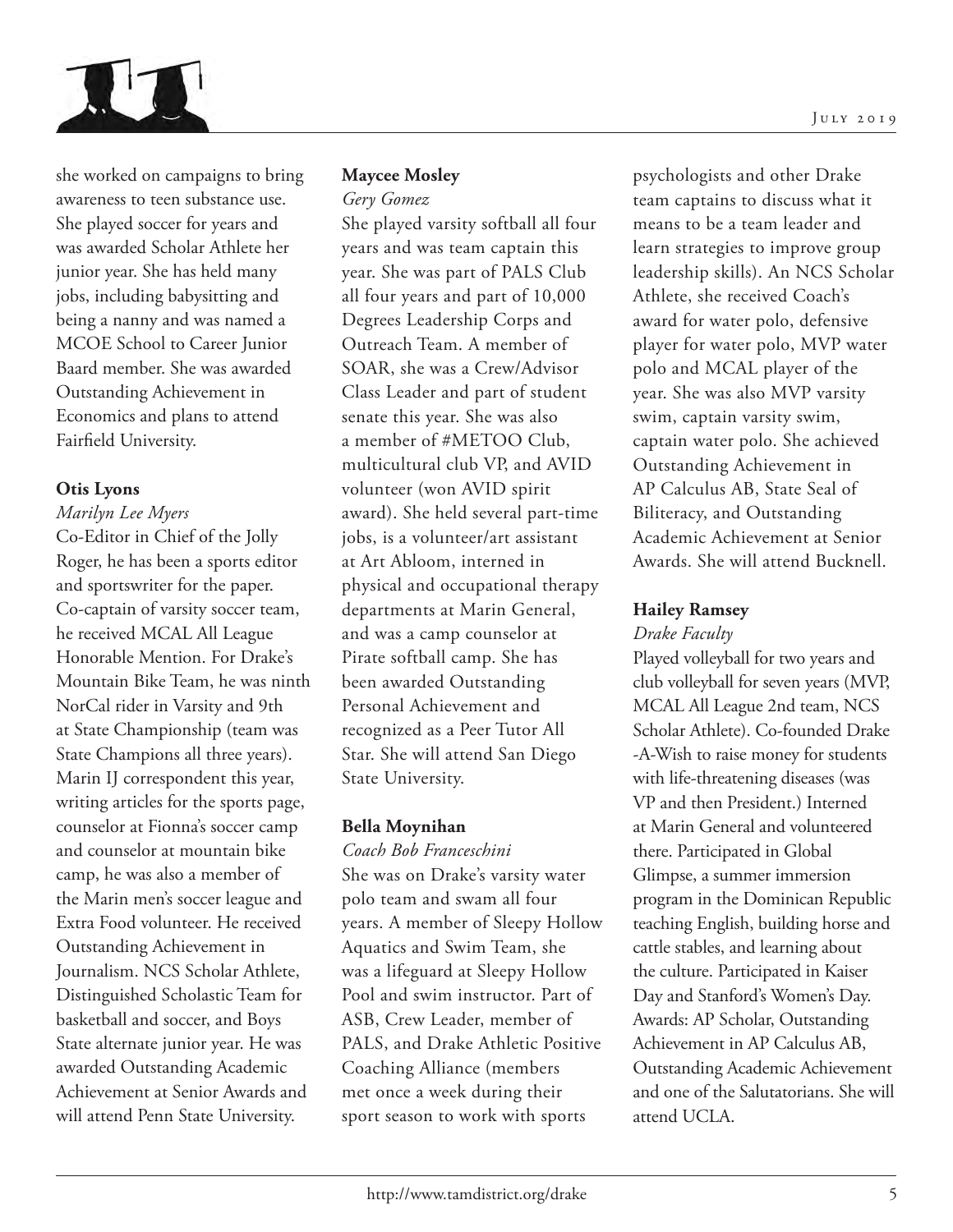she worked on campaigns to bring awareness to teen substance use. She played soccer for years and was awarded Scholar Athlete her junior year. She has held many jobs, including babysitting and being a nanny and was named a MCOE School to Career Junior Baard member. She was awarded Outstanding Achievement in Economics and plans to attend Fairfield University.

**Otis Lyons**

*Marilyn Lee Myers*

Co-Editor in Chief of the Jolly Roger, he has been a sports editor and sportswriter for the paper. Co-captain of varsity soccer team, he received MCAL All League Honorable Mention. For Drake's Mountain Bike Team, he was ninth NorCal rider in Varsity and 9th at State Championship (team was State Champions all three years). Marin IJ correspondent this year, writing articles for the sports page, counselor at Fionna's soccer camp and counselor at mountain bike camp, he was also a member of the Marin men's soccer league and Extra Food volunteer. He received Outstanding Achievement in Journalism. NCS Scholar Athlete, Distinguished Scholastic Team for basketball and soccer, and Boys State alternate junior year. He was awarded Outstanding Academic Achievement at Senior Awards and will attend Penn State University.

**Maycee Mosley**

*Gery Gomez*

She played varsity softball all four years and was team captain this year. She was part of PALS Club all four years and part of 10,000 Degrees Leadership Corps and Outreach Team. A member of SOAR, she was a Crew/Advisor Class Leader and part of student senate this year. She was also a member of #METOO Club, multicultural club VP, and AVID volunteer (won AVID spirit award). She held several part-time jobs, is a volunteer/art assistant at Art Abloom, interned in physical and occupational therapy departments at Marin General, and was a camp counselor at Pirate softball camp. She has been awarded Outstanding Personal Achievement and recognized as a Peer Tutor All Star. She will attend San Diego State University.

**Bella Moynihan**

*Coach Bob Franceschini*

She was on Drake's varsity water polo team and swam all four years. A member of Sleepy Hollow Aquatics and Swim Team, she was a lifeguard at Sleepy Hollow Pool and swim instructor. Part of ASB, Crew Leader, member of PALS, and Drake Athletic Positive Coaching Alliance (members met once a week during their sport season to work with sports psychologists and other Drake team captains to discuss what it means to be a team leader and learn strategies to improve group leadership skills). An NCS Scholar Athlete, she received Coach's award for water polo, defensive player for water polo, MVP water polo and MCAL player of the year. She was also MVP varsity swim, captain varsity swim, captain water polo. She achieved Outstanding Achievement in AP Calculus AB, State Seal of Biliteracy, and Outstanding Academic Achievement at Senior Awards. She will attend Bucknell.

**Hailey Ramsey**

*Drake Faculty*

Played volleyball for two years and club volleyball for seven years (MVP, MCAL All League 2nd team, NCS Scholar Athlete). Co-founded Drake -A-Wish to raise money for students with life-threatening diseases (was VP and then President.) Interned at Marin General and volunteered there. Participated in Global Glimpse, a summer immersion program in the Dominican Republic teaching English, building horse and cattle stables, and learning about the culture. Participated in Kaiser Day and Stanford's Women's Day. Awards: AP Scholar, Outstanding Achievement in AP Calculus AB, Outstanding Academic Achievement and one of the Salutatorians. She will attend UCLA.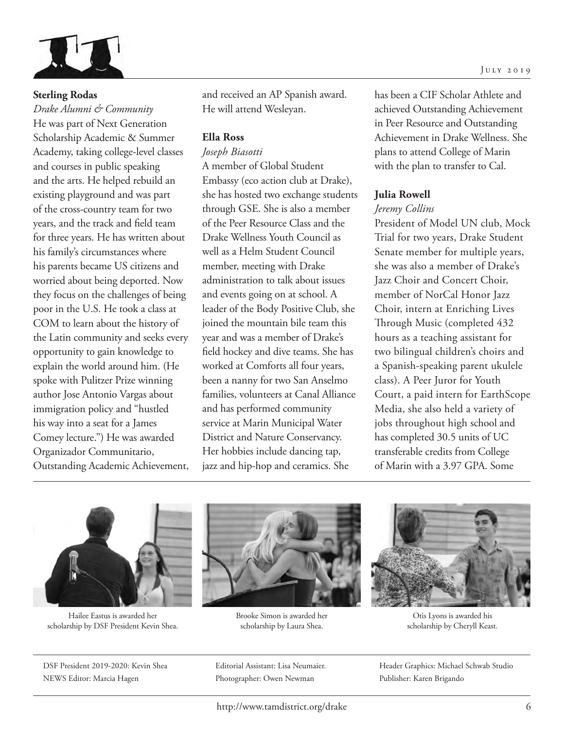**Sterling Rodas**
*Drake Alumni & Community*
He was part of Next Generation Scholarship Academic & Summer Academy, taking college-level classes and courses in public speaking and the arts. He helped rebuild an existing playground and was part of the cross-country team for two years, and the track and field team for three years. He has written about his family's circumstances where his parents became US citizens and worried about being deported. Now they focus on the challenges of being poor in the U.S. He took a class at COM to learn about the history of the Latin community and seeks every opportunity to gain knowledge to explain the world around him. (He spoke with Pulitzer Prize winning author Jose Antonio Vargas about immigration policy and "hustled his way into a seat for a James Comey lecture.") He was awarded Organizador Communitario, Outstanding Academic Achievement, and received an AP Spanish award. He will attend Wesleyan.

**Ella Ross**
*Joseph Biasotti*
A member of Global Student Embassy (eco action club at Drake), she has hosted two exchange students through GSE. She is also a member of the Peer Resource Class and the Drake Wellness Youth Council as well as a Helm Student Council member, meeting with Drake administration to talk about issues and events going on at school. A leader of the Body Positive Club, she joined the mountain bile team this year and was a member of Drake's field hockey and dive teams. She has worked at Comforts all four years, been a nanny for two San Anselmo families, volunteers at Canal Alliance and has performed community service at Marin Municipal Water District and Nature Conservancy. Her hobbies include dancing tap, jazz and hip-hop and ceramics. She has been a CIF Scholar Athlete and achieved Outstanding Achievement in Peer Resource and Outstanding Achievement in Drake Wellness. She plans to attend College of Marin with the plan to transfer to Cal.

**Julia Rowell**
*Jeremy Collins*
President of Model UN club, Mock Trial for two years, Drake Student Senate member for multiple years, she was also a member of Drake's Jazz Choir and Concert Choir, member of NorCal Honor Jazz Choir, intern at Enriching Lives Through Music (completed 432 hours as a teaching assistant for two bilingual children's choirs and a Spanish-speaking parent ukulele class). A Peer Juror for Youth Court, a paid intern for EarthScope Media, she also held a variety of jobs throughout high school and has completed 30.5 units of UC transferable credits from College of Marin with a 3.97 GPA. Some

Hailee Eastus is awarded her scholarship by DSF President Kevin Shea.

Brooke Simon is awarded her scholarship by Laura Shea.

Otis Lyons is awarded his scholarship by Cheryll Keast.

DSF President 2019-2020: Kevin Shea
NEWS Editor: Marcia Hagen

Editorial Assistant: Lisa Neumaier.
Photographer: Owen Newman

Header Graphics: Michael Schwab Studio
Publisher: Karen Brigando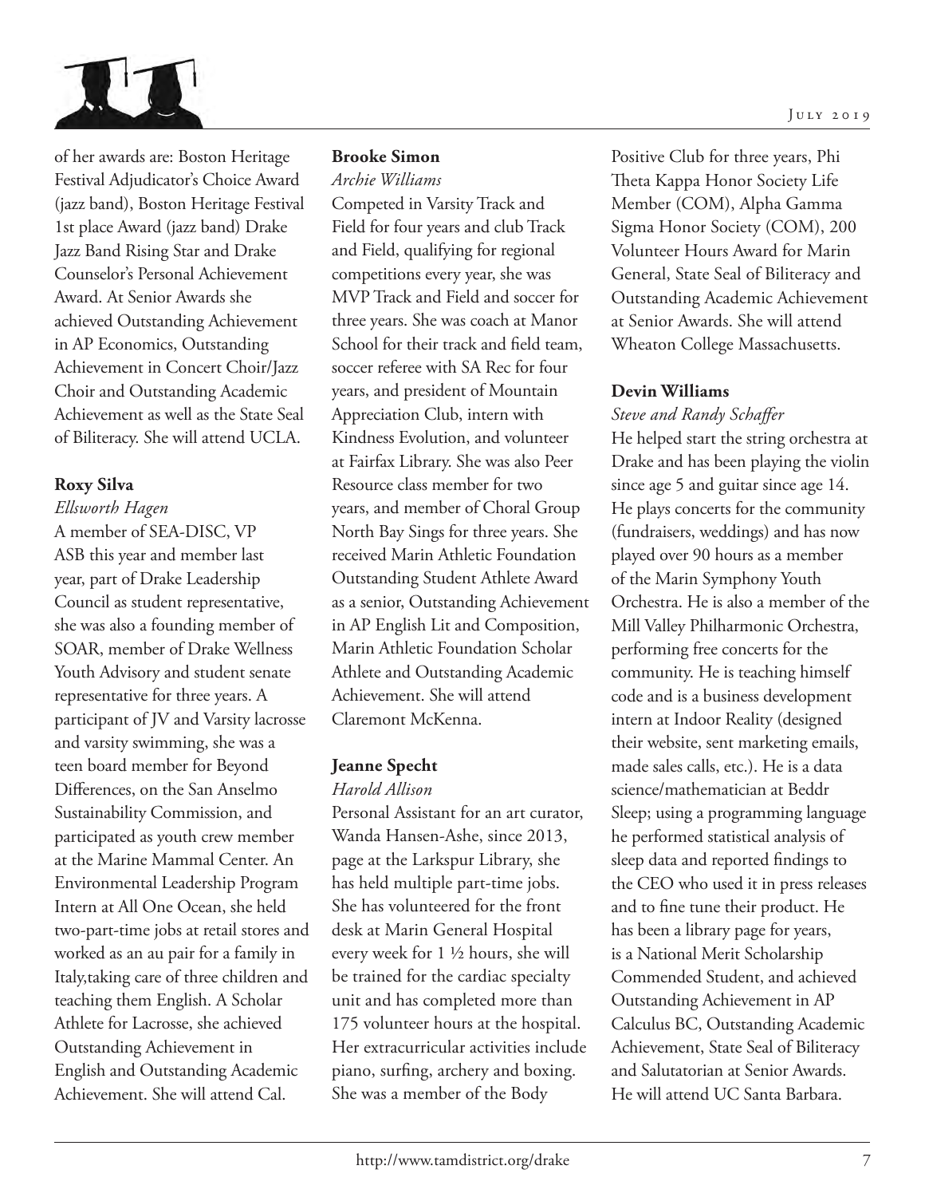of her awards are: Boston Heritage Festival Adjudicator's Choice Award (jazz band), Boston Heritage Festival 1st place Award (jazz band) Drake Jazz Band Rising Star and Drake Counselor's Personal Achievement Award. At Senior Awards she achieved Outstanding Achievement in AP Economics, Outstanding Achievement in Concert Choir/Jazz Choir and Outstanding Academic Achievement as well as the State Seal of Biliteracy. She will attend UCLA.

**Roxy Silva**

*Ellsworth Hagen*

A member of SEA-DISC, VP ASB this year and member last year, part of Drake Leadership Council as student representative, she was also a founding member of SOAR, member of Drake Wellness Youth Advisory and student senate representative for three years. A participant of JV and Varsity lacrosse and varsity swimming, she was a teen board member for Beyond Differences, on the San Anselmo Sustainability Commission, and participated as youth crew member at the Marine Mammal Center. An Environmental Leadership Program Intern at All One Ocean, she held two-part-time jobs at retail stores and worked as an au pair for a family in Italy,taking care of three children and teaching them English. A Scholar Athlete for Lacrosse, she achieved Outstanding Achievement in English and Outstanding Academic Achievement. She will attend Cal.

**Brooke Simon**

*Archie Williams*

Competed in Varsity Track and Field for four years and club Track and Field, qualifying for regional competitions every year, she was MVP Track and Field and soccer for three years. She was coach at Manor School for their track and field team, soccer referee with SA Rec for four years, and president of Mountain Appreciation Club, intern with Kindness Evolution, and volunteer at Fairfax Library. She was also Peer Resource class member for two years, and member of Choral Group North Bay Sings for three years. She received Marin Athletic Foundation Outstanding Student Athlete Award as a senior, Outstanding Achievement in AP English Lit and Composition, Marin Athletic Foundation Scholar Athlete and Outstanding Academic Achievement. She will attend Claremont McKenna.

**Jeanne Specht**

*Harold Allison*

Personal Assistant for an art curator, Wanda Hansen-Ashe, since 2013, page at the Larkspur Library, she has held multiple part-time jobs. She has volunteered for the front desk at Marin General Hospital every week for 1 ½ hours, she will be trained for the cardiac specialty unit and has completed more than 175 volunteer hours at the hospital. Her extracurricular activities include piano, surfing, archery and boxing. She was a member of the Body Positive Club for three years, Phi Theta Kappa Honor Society Life Member (COM), Alpha Gamma Sigma Honor Society (COM), 200 Volunteer Hours Award for Marin General, State Seal of Biliteracy and Outstanding Academic Achievement at Senior Awards. She will attend Wheaton College Massachusetts.

**Devin Williams**

*Steve and Randy Schaffer*

He helped start the string orchestra at Drake and has been playing the violin since age 5 and guitar since age 14. He plays concerts for the community (fundraisers, weddings) and has now played over 90 hours as a member of the Marin Symphony Youth Orchestra. He is also a member of the Mill Valley Philharmonic Orchestra, performing free concerts for the community. He is teaching himself code and is a business development intern at Indoor Reality (designed their website, sent marketing emails, made sales calls, etc.). He is a data science/mathematician at Beddr Sleep; using a programming language he performed statistical analysis of sleep data and reported findings to the CEO who used it in press releases and to fine tune their product. He has been a library page for years, is a National Merit Scholarship Commended Student, and achieved Outstanding Achievement in AP Calculus BC, Outstanding Academic Achievement, State Seal of Biliteracy and Salutatorian at Senior Awards. He will attend UC Santa Barbara.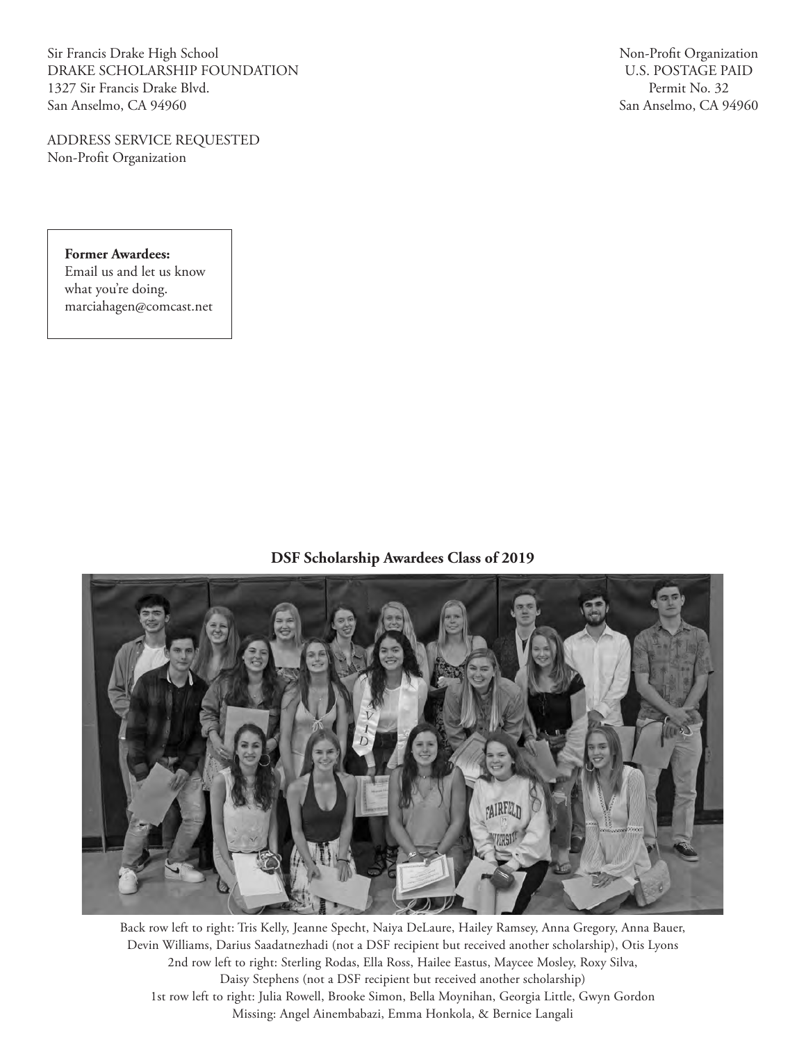Sir Francis Drake High School
DRAKE SCHOLARSHIP FOUNDATION
1327 Sir Francis Drake Blvd.
San Anselmo, CA 94960

Non-Profit Organization
U.S. POSTAGE PAID
Permit No. 32
San Anselmo, CA 94960

ADDRESS SERVICE REQUESTED
Non-Profit Organization

**Former Awardees:**
Email us and let us know what you're doing.
marciahagen@comcast.net

**DSF Scholarship Awardees Class of 2019**

Back row left to right: Tris Kelly, Jeanne Specht, Naiya DeLaure, Hailey Ramsey, Anna Gregory, Anna Bauer, Devin Williams, Darius Saadatnezhadi (not a DSF recipient but received another scholarship), Otis Lyons
2nd row left to right: Sterling Rodas, Ella Ross, Hailee Eastus, Maycee Mosley, Roxy Silva, Daisy Stephens (not a DSF recipient but received another scholarship)
1st row left to right: Julia Rowell, Brooke Simon, Bella Moynihan, Georgia Little, Gwyn Gordon
Missing: Angel Ainembabazi, Emma Honkola, & Bernice Langali